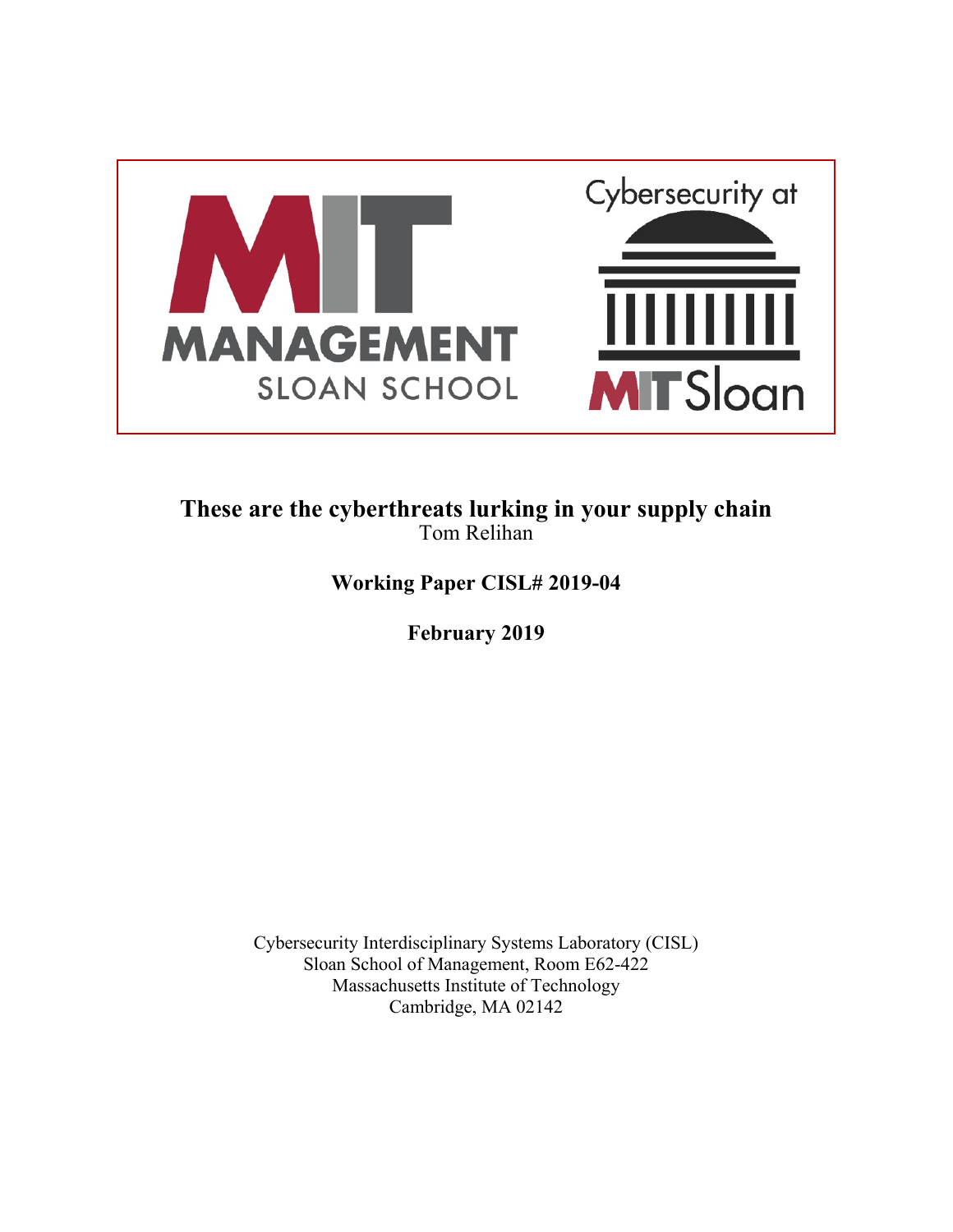# These are the cyberthreats lurking in your supply chain

Tom Relihan

**Working Paper CISL# 2019-04**

**February 2019**

Cybersecurity Interdisciplinary Systems Laboratory (CISL)
Sloan School of Management, Room E62-422
Massachusetts Institute of Technology
Cambridge, MA 02142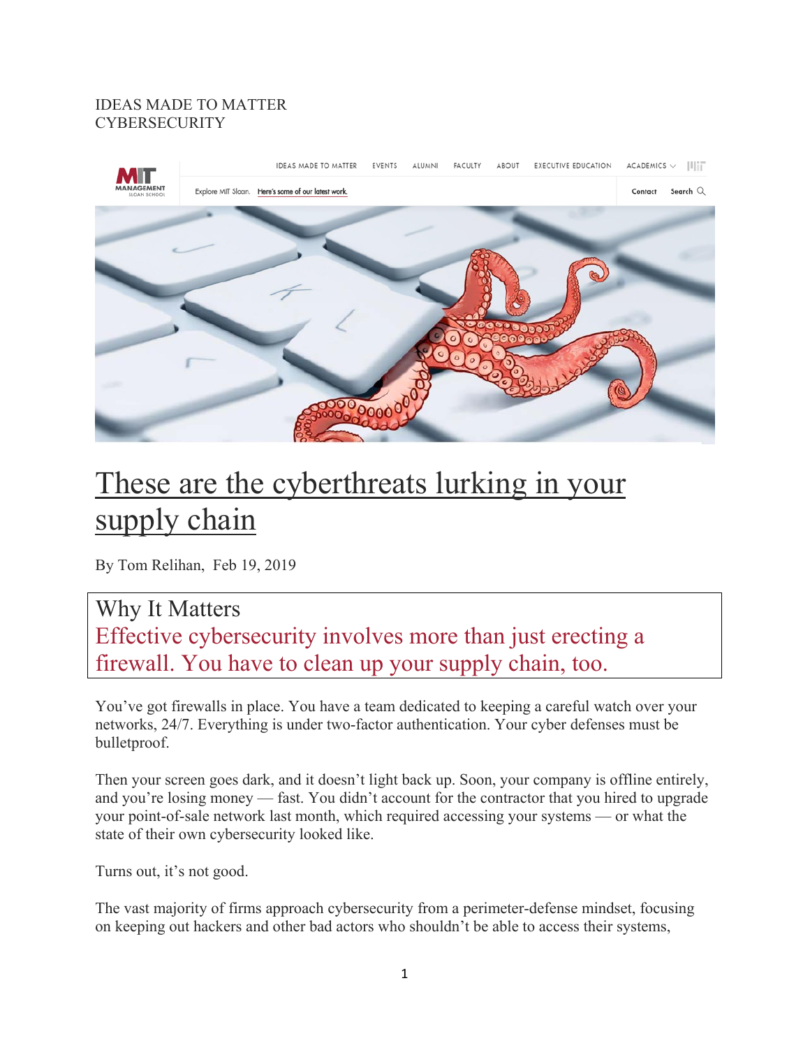IDEAS MADE TO MATTER
CYBERSECURITY

# These are the cyberthreats lurking in your supply chain

By Tom Relihan, Feb 19, 2019

## Why It Matters

Effective cybersecurity involves more than just erecting a firewall. You have to clean up your supply chain, too.

You've got firewalls in place. You have a team dedicated to keeping a careful watch over your networks, 24/7. Everything is under two-factor authentication. Your cyber defenses must be bulletproof.

Then your screen goes dark, and it doesn't light back up. Soon, your company is offline entirely, and you're losing money — fast. You didn't account for the contractor that you hired to upgrade your point-of-sale network last month, which required accessing your systems — or what the state of their own cybersecurity looked like.

Turns out, it's not good.

The vast majority of firms approach cybersecurity from a perimeter-defense mindset, focusing on keeping out hackers and other bad actors who shouldn't be able to access their systems,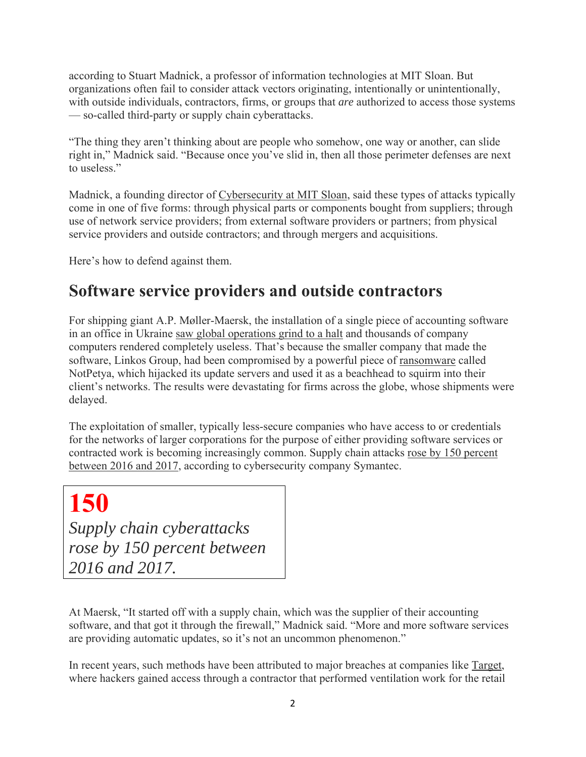according to Stuart Madnick, a professor of information technologies at MIT Sloan. But organizations often fail to consider attack vectors originating, intentionally or unintentionally, with outside individuals, contractors, firms, or groups that *are* authorized to access those systems — so-called third-party or supply chain cyberattacks.

"The thing they aren't thinking about are people who somehow, one way or another, can slide right in," Madnick said. "Because once you've slid in, then all those perimeter defenses are next to useless."

Madnick, a founding director of Cybersecurity at MIT Sloan, said these types of attacks typically come in one of five forms: through physical parts or components bought from suppliers; through use of network service providers; from external software providers or partners; from physical service providers and outside contractors; and through mergers and acquisitions.

Here's how to defend against them.

## Software service providers and outside contractors

For shipping giant A.P. Møller-Maersk, the installation of a single piece of accounting software in an office in Ukraine saw global operations grind to a halt and thousands of company computers rendered completely useless. That's because the smaller company that made the software, Linkos Group, had been compromised by a powerful piece of ransomware called NotPetya, which hijacked its update servers and used it as a beachhead to squirm into their client's networks. The results were devastating for firms across the globe, whose shipments were delayed.

The exploitation of smaller, typically less-secure companies who have access to or credentials for the networks of larger corporations for the purpose of either providing software services or contracted work is becoming increasingly common. Supply chain attacks rose by 150 percent between 2016 and 2017, according to cybersecurity company Symantec.

**150**

*Supply chain cyberattacks rose by 150 percent between 2016 and 2017.*

At Maersk, "It started off with a supply chain, which was the supplier of their accounting software, and that got it through the firewall," Madnick said. "More and more software services are providing automatic updates, so it's not an uncommon phenomenon."

In recent years, such methods have been attributed to major breaches at companies like Target, where hackers gained access through a contractor that performed ventilation work for the retail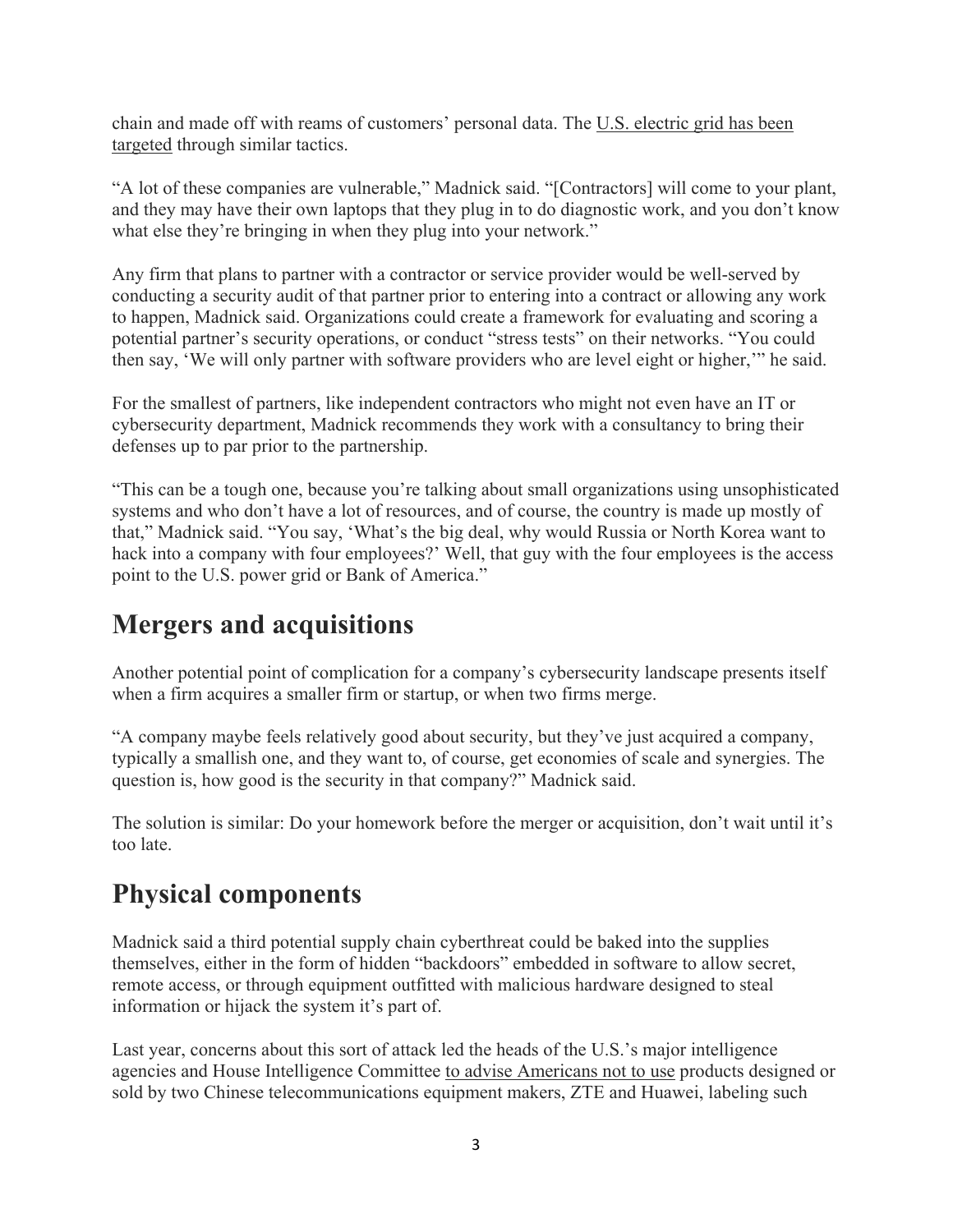chain and made off with reams of customers' personal data. The U.S. electric grid has been targeted through similar tactics.

"A lot of these companies are vulnerable," Madnick said. "[Contractors] will come to your plant, and they may have their own laptops that they plug in to do diagnostic work, and you don't know what else they're bringing in when they plug into your network."

Any firm that plans to partner with a contractor or service provider would be well-served by conducting a security audit of that partner prior to entering into a contract or allowing any work to happen, Madnick said. Organizations could create a framework for evaluating and scoring a potential partner's security operations, or conduct "stress tests" on their networks. "You could then say, 'We will only partner with software providers who are level eight or higher,'" he said.

For the smallest of partners, like independent contractors who might not even have an IT or cybersecurity department, Madnick recommends they work with a consultancy to bring their defenses up to par prior to the partnership.

"This can be a tough one, because you're talking about small organizations using unsophisticated systems and who don't have a lot of resources, and of course, the country is made up mostly of that," Madnick said. "You say, 'What's the big deal, why would Russia or North Korea want to hack into a company with four employees?' Well, that guy with the four employees is the access point to the U.S. power grid or Bank of America."

## Mergers and acquisitions

Another potential point of complication for a company's cybersecurity landscape presents itself when a firm acquires a smaller firm or startup, or when two firms merge.

"A company maybe feels relatively good about security, but they've just acquired a company, typically a smallish one, and they want to, of course, get economies of scale and synergies. The question is, how good is the security in that company?" Madnick said.

The solution is similar: Do your homework before the merger or acquisition, don't wait until it's too late.

## Physical components

Madnick said a third potential supply chain cyberthreat could be baked into the supplies themselves, either in the form of hidden "backdoors" embedded in software to allow secret, remote access, or through equipment outfitted with malicious hardware designed to steal information or hijack the system it's part of.

Last year, concerns about this sort of attack led the heads of the U.S.'s major intelligence agencies and House Intelligence Committee to advise Americans not to use products designed or sold by two Chinese telecommunications equipment makers, ZTE and Huawei, labeling such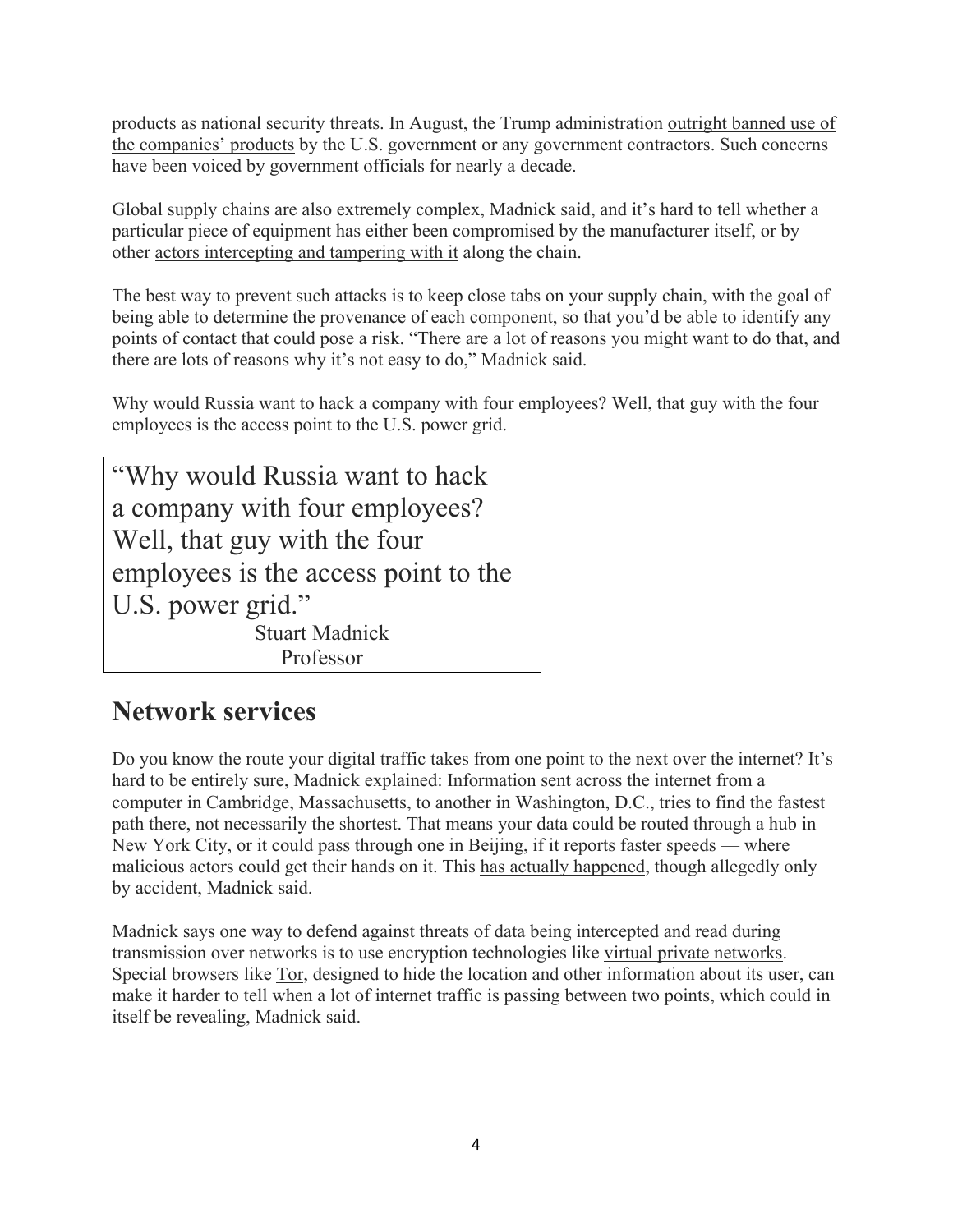products as national security threats. In August, the Trump administration outright banned use of the companies' products by the U.S. government or any government contractors. Such concerns have been voiced by government officials for nearly a decade.

Global supply chains are also extremely complex, Madnick said, and it's hard to tell whether a particular piece of equipment has either been compromised by the manufacturer itself, or by other actors intercepting and tampering with it along the chain.

The best way to prevent such attacks is to keep close tabs on your supply chain, with the goal of being able to determine the provenance of each component, so that you'd be able to identify any points of contact that could pose a risk. "There are a lot of reasons you might want to do that, and there are lots of reasons why it's not easy to do," Madnick said.

Why would Russia want to hack a company with four employees? Well, that guy with the four employees is the access point to the U.S. power grid.

> "Why would Russia want to hack a company with four employees? Well, that guy with the four employees is the access point to the U.S. power grid."
>
> Stuart Madnick
> Professor

## Network services

Do you know the route your digital traffic takes from one point to the next over the internet? It's hard to be entirely sure, Madnick explained: Information sent across the internet from a computer in Cambridge, Massachusetts, to another in Washington, D.C., tries to find the fastest path there, not necessarily the shortest. That means your data could be routed through a hub in New York City, or it could pass through one in Beijing, if it reports faster speeds — where malicious actors could get their hands on it. This has actually happened, though allegedly only by accident, Madnick said.

Madnick says one way to defend against threats of data being intercepted and read during transmission over networks is to use encryption technologies like virtual private networks. Special browsers like Tor, designed to hide the location and other information about its user, can make it harder to tell when a lot of internet traffic is passing between two points, which could in itself be revealing, Madnick said.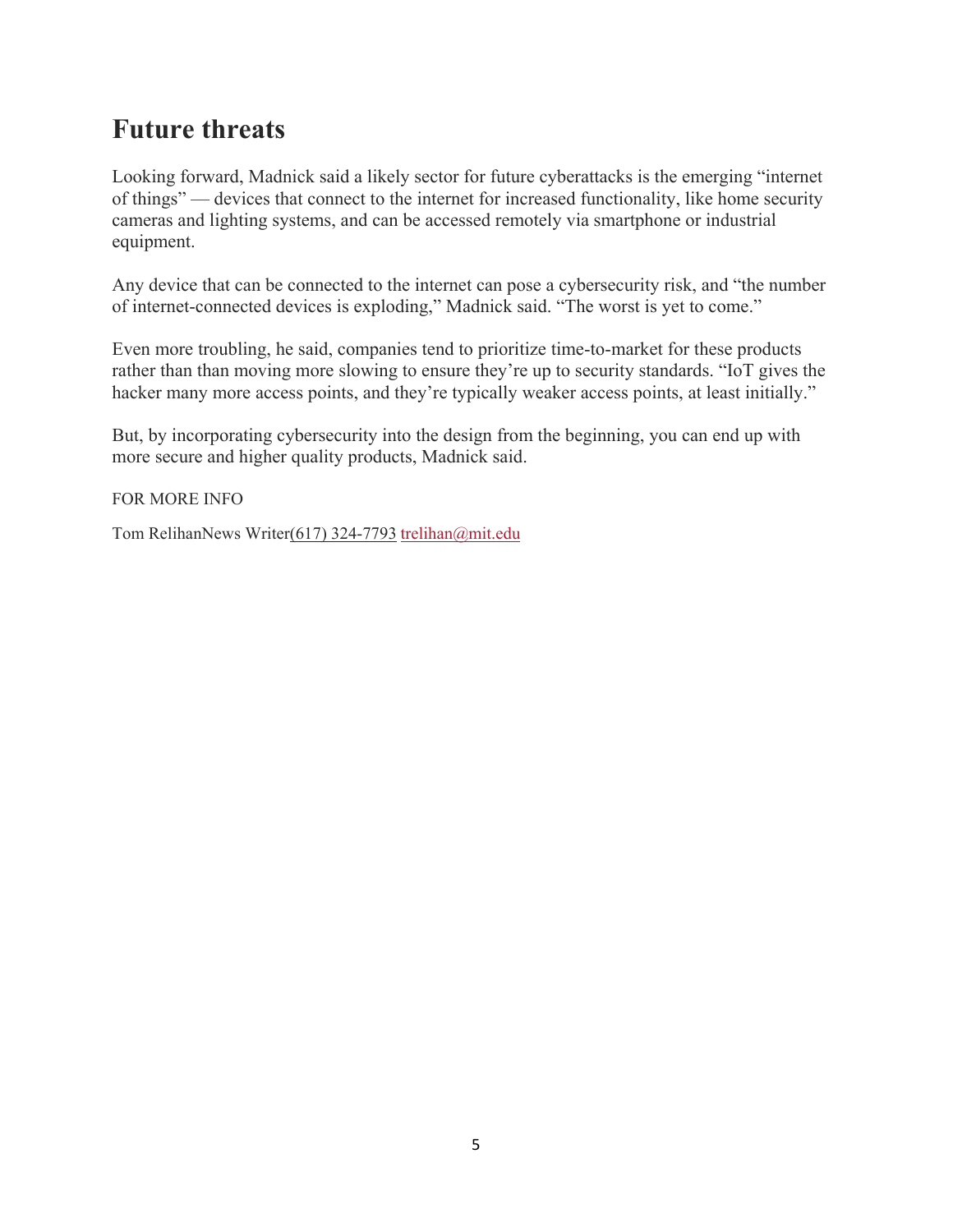## Future threats

Looking forward, Madnick said a likely sector for future cyberattacks is the emerging "internet of things" — devices that connect to the internet for increased functionality, like home security cameras and lighting systems, and can be accessed remotely via smartphone or industrial equipment.

Any device that can be connected to the internet can pose a cybersecurity risk, and "the number of internet-connected devices is exploding," Madnick said. "The worst is yet to come."

Even more troubling, he said, companies tend to prioritize time-to-market for these products rather than than moving more slowing to ensure they're up to security standards. "IoT gives the hacker many more access points, and they're typically weaker access points, at least initially."

But, by incorporating cybersecurity into the design from the beginning, you can end up with more secure and higher quality products, Madnick said.

FOR MORE INFO

Tom RelihanNews Writer(617) 324-7793 trelihan@mit.edu